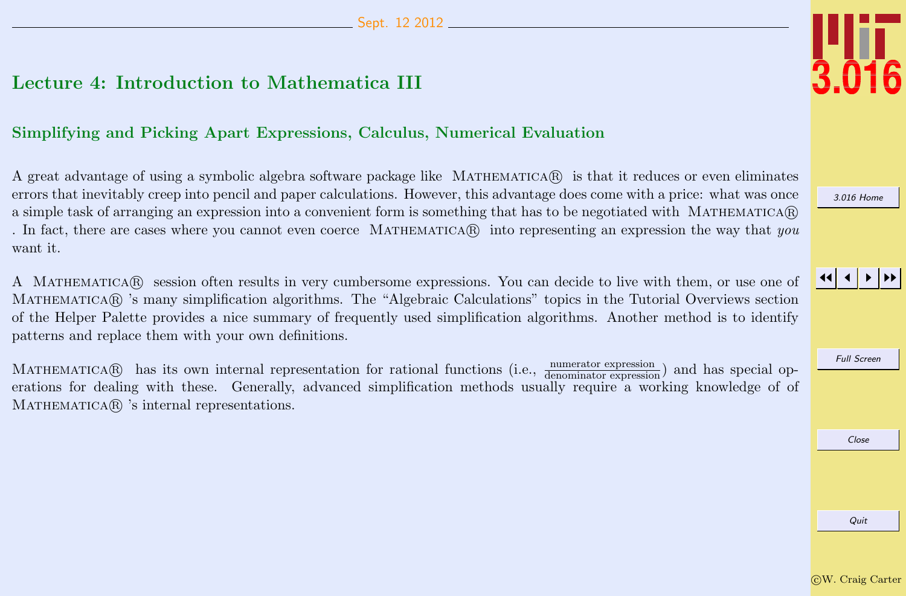# Lecture 4: Introduction to Mathematica III

## Simplifying and Picking Apart Expressions, Calculus, Numerical Evaluation

A great advantage of using a symbolic algebra software package like MATHEMATICA® is that it reduces or even eliminates errors that inevitably creep into pencil and paper calculations. However, this advantage does come with a price: what was once a simple task of arranging an expression into a convenient form is something that has to be negotiated with MATHEMATICA® . In fact, there are cases where you cannot even coerce MATHEMATICA® into representing an expression the way that *you* want it.

A MATHEMATICA® session often results in very cumbersome expressions. You can decide to live with them, or use one of MATHEMATICA® 's many simplification algorithms. The "Algebraic Calculations" topics in the Tutorial Overviews section of the Helper Palette provides a nice summary of frequently used simplification algorithms. Another method is to identify patterns and replace them with your own definitions.

MATHEMATICA® has its own internal representation for rational functions (i.e., $\frac{\text{numerator expression}}{\text{denominator expression}}$) and has special operations for dealing with these. Generally, advanced simplification methods usually require a working knowledge of of MATHEMATICA® 's internal representations.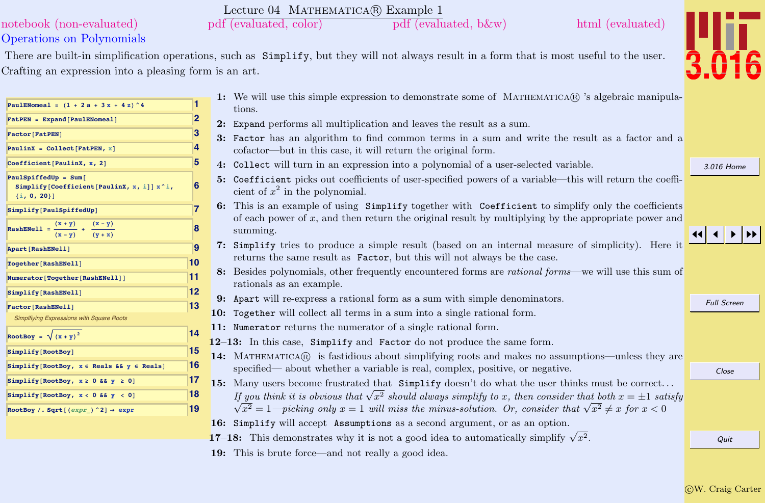# Lecture 04 MATHEMATICA® Example 1

notebook (non-evaluated) pdf (evaluated, color) pdf (evaluated, b&w) html (evaluated)

## Operations on Polynomials

There are built-in simplification operations, such as `Simplify`, but they will not always result in a form that is most useful to the user. Crafting an expression into a pleasing form is an art.

```
1  PaulENomeal = (1 + 2 a + 3 x + 4 z)^4
2  FatPEN = Expand[PaulENomeal]
3  Factor[FatPEN]
4  PaulinX = Collect[FatPEN, x]
5  Coefficient[PaulinX, x, 2]
6  PaulSpiffedUp = Sum[
     Simplify[Coefficient[PaulinX, x, i]] x^i,
     {i, 0, 20}]
7  Simplify[PaulSpiffedUp]
8  RashENell = (x + y)/(x - y) + (x - y)/(y + x)
9  Apart[RashENell]
10 Together[RashENell]
11 Numerator[Together[RashENell]]
12 Simplify[RashENell]
13 Factor[RashENell]
```

*Simplifying Expressions with Square Roots*

```
14 RootBoy = Sqrt[(x + y)^2]
15 Simplify[RootBoy]
16 Simplify[RootBoy, x ∈ Reals && y ∈ Reals]
17 Simplify[RootBoy, x ≥ 0 && y ≥ 0]
18 Simplify[RootBoy, x < 0 && y < 0]
19 RootBoy /. Sqrt[(expr_)^2] → expr
```

**1:** We will use this simple expression to demonstrate some of MATHEMATICA® 's algebraic manipulations.

**2:** `Expand` performs all multiplication and leaves the result as a sum.

**3:** `Factor` has an algorithm to find common terms in a sum and write the result as a factor and a cofactor—but in this case, it will return the original form.

**4:** `Collect` will turn in an expression into a polynomial of a user-selected variable.

**5:** `Coefficient` picks out coefficients of user-specified powers of a variable—this will return the coefficient of $x^2$ in the polynomial.

**6:** This is an example of using `Simplify` together with `Coefficient` to simplify only the coefficients of each power of $x$, and then return the original result by multiplying by the appropriate power and summing.

**7:** `Simplify` tries to produce a simple result (based on an internal measure of simplicity). Here it returns the same result as `Factor`, but this will not always be the case.

**8:** Besides polynomials, other frequently encountered forms are *rational forms*—we will use this sum of rationals as an example.

**9:** `Apart` will re-express a rational form as a sum with simple denominators.

**10:** `Together` will collect all terms in a sum into a single rational form.

**11:** `Numerator` returns the numerator of a single rational form.

**12–13:** In this case, `Simplify` and `Factor` do not produce the same form.

**14:** MATHEMATICA® is fastidious about simplifying roots and makes no assumptions—unless they are specified— about whether a variable is real, complex, positive, or negative.

**15:** Many users become frustrated that `Simplify` doesn't do what the user thinks must be correct... *If you think it is obvious that $\sqrt{x^2}$ should always simplify to $x$, then consider that both $x = \pm 1$ satisfy $\sqrt{x^2} = 1$—picking only $x = 1$ will miss the minus-solution. Or, consider that $\sqrt{x^2} \neq x$ for $x < 0$*

**16:** `Simplify` will accept `Assumptions` as a second argument, or as an option.

**17–18:** This demonstrates why it is not a good idea to automatically simplify $\sqrt{x^2}$.

**19:** This is brute force—and not really a good idea.

©W. Craig Carter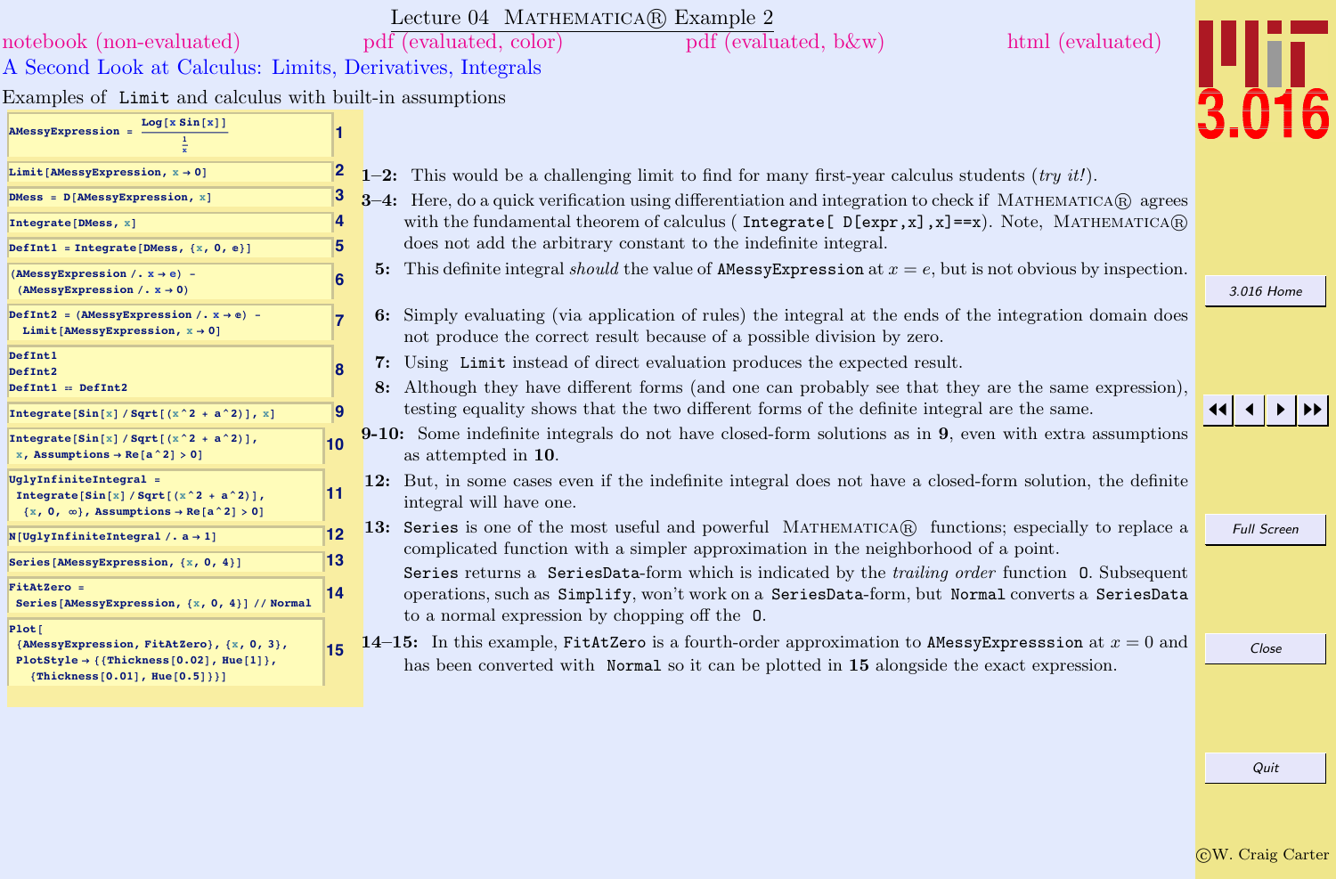# Lecture 04 Mathematica® Example 2

notebook (non-evaluated) pdf (evaluated, color) pdf (evaluated, b&w) html (evaluated)

## A Second Look at Calculus: Limits, Derivatives, Integrals

Examples of `Limit` and calculus with built-in assumptions

```
1  AMessyExpression = Log[x Sin[x]] / (1/x)
2  Limit[AMessyExpression, x → 0]
3  DMess = D[AMessyExpression, x]
4  Integrate[DMess, x]
5  DefInt1 = Integrate[DMess, {x, 0, e}]
6  (AMessyExpression /. x → e) -
    (AMessyExpression /. x → 0)
7  DefInt2 = (AMessyExpression /. x → e) -
    Limit[AMessyExpression, x → 0]
8  DefInt1
   DefInt2
   DefInt1 == DefInt2
9  Integrate[Sin[x] / Sqrt[(x^2 + a^2)], x]
10 Integrate[Sin[x] / Sqrt[(x^2 + a^2)],
    x, Assumptions → Re[a^2] > 0]
11 UglyInfiniteIntegral =
    Integrate[Sin[x] / Sqrt[(x^2 + a^2)],
     {x, 0, ∞}, Assumptions → Re[a^2] > 0]
12 N[UglyInfiniteIntegral /. a → 1]
13 Series[AMessyExpression, {x, 0, 4}]
14 FitAtZero =
    Series[AMessyExpression, {x, 0, 4}] // Normal
15 Plot[
    {AMessyExpression, FitAtZero}, {x, 0, 3},
    PlotStyle → {{Thickness[0.02], Hue[1]},
      {Thickness[0.01], Hue[0.5]}}]
```

**1–2:** This would be a challenging limit to find for many first-year calculus students (*try it!*).

**3–4:** Here, do a quick verification using differentiation and integration to check if Mathematica® agrees with the fundamental theorem of calculus ( `Integrate[ D[expr,x],x]==x`). Note, Mathematica® does not add the arbitrary constant to the indefinite integral.

**5:** This definite integral *should* the value of `AMessyExpression` at $x = e$, but is not obvious by inspection.

**6:** Simply evaluating (via application of rules) the integral at the ends of the integration domain does not produce the correct result because of a possible division by zero.

**7:** Using `Limit` instead of direct evaluation produces the expected result.

**8:** Although they have different forms (and one can probably see that they are the same expression), testing equality shows that the two different forms of the definite integral are the same.

**9-10:** Some indefinite integrals do not have closed-form solutions as in **9**, even with extra assumptions as attempted in **10**.

**12:** But, in some cases even if the indefinite integral does not have a closed-form solution, the definite integral will have one.

**13:** `Series` is one of the most useful and powerful Mathematica® functions; especially to replace a complicated function with a simpler approximation in the neighborhood of a point.

`Series` returns a `SeriesData`-form which is indicated by the *trailing order* function `O`. Subsequent operations, such as `Simplify`, won't work on a `SeriesData`-form, but `Normal` converts a `SeriesData` to a normal expression by chopping off the `O`.

**14–15:** In this example, `FitAtZero` is a fourth-order approximation to `AMessyExpresssion` at $x = 0$ and has been converted with `Normal` so it can be plotted in **15** alongside the exact expression.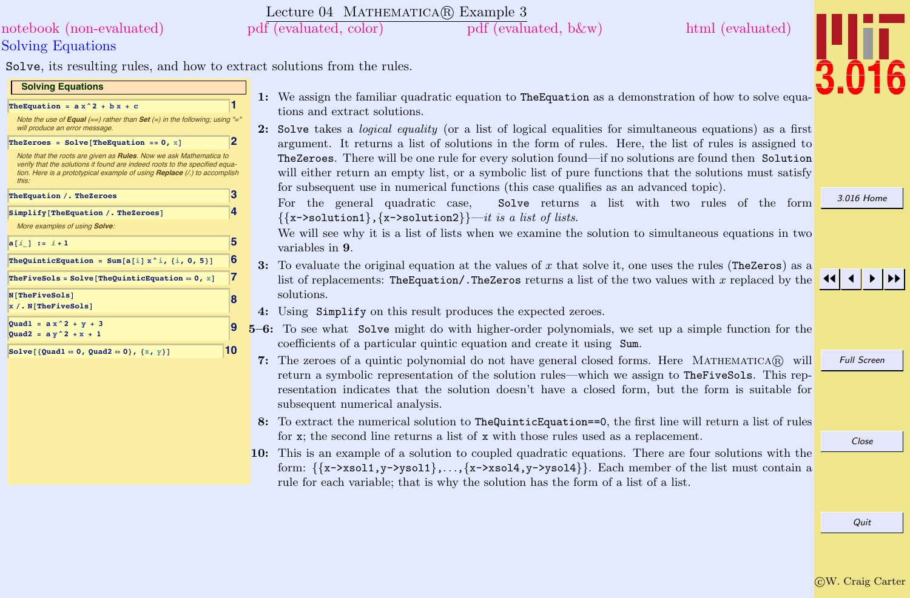# Lecture 04 MATHEMATICA® Example 3

notebook (non-evaluated) pdf (evaluated, color) pdf (evaluated, b&w) html (evaluated)

## Solving Equations

`Solve`, its resulting rules, and how to extract solutions from the rules.

### Solving Equations

```
TheEquation = a x^2 + b x + c
```
(1)

*Note the use of **Equal** (==) rather than **Set** (=) in the following; using "=" will produce an error message.*

```
TheZeroes = Solve[TheEquation == 0, x]
```
(2)

*Note that the roots are given as **Rules**. Now we ask Mathematica to verify that the solutions it found are indeed roots to the specified equation. Here is a prototypical example of using **Replace** (/.) to accomplish this:*

```
TheEquation /. TheZeroes
```
(3)

```
Simplify[TheEquation /. TheZeroes]
```
(4)

*More examples of using **Solve**:*

```
a[i_] := i + 1
```
(5)

```
TheQuinticEquation = Sum[a[i] x^i, {i, 0, 5}]
```
(6)

```
TheFiveSols = Solve[TheQuinticEquation == 0, x]
```
(7)

```
N[TheFiveSols]
x /. N[TheFiveSols]
```
(8)

```
Quad1 = a x^2 + y + 3
Quad2 = a y^2 + x + 1
```
(9)

```
Solve[{Quad1 == 0, Quad2 == 0}, {x, y}]
```
(10)

**1:** We assign the familiar quadratic equation to `TheEquation` as a demonstration of how to solve equations and extract solutions.

**2:** `Solve` takes a *logical equality* (or a list of logical equalities for simultaneous equations) as a first argument. It returns a list of solutions in the form of rules. Here, the list of rules is assigned to `TheZeroes`. There will be one rule for every solution found—if no solutions are found then `Solution` will either return an empty list, or a symbolic list of pure functions that the solutions must satisfy for subsequent use in numerical functions (this case qualifies as an advanced topic).
For the general quadratic case, `Solve` returns a list with two rules of the form `{{x->solution1},{x->solution2}}`—*it is a list of lists.*
We will see why it is a list of lists when we examine the solution to simultaneous equations in two variables in **9**.

**3:** To evaluate the original equation at the values of $x$ that solve it, one uses the rules (`TheZeros`) as a list of replacements: `TheEquation/.TheZeros` returns a list of the two values with $x$ replaced by the solutions.

**4:** Using `Simplify` on this result produces the expected zeroes.

**5–6:** To see what `Solve` might do with higher-order polynomials, we set up a simple function for the coefficients of a particular quintic equation and create it using `Sum`.

**7:** The zeroes of a quintic polynomial do not have general closed forms. Here MATHEMATICA® will return a symbolic representation of the solution rules—which we assign to `TheFiveSols`. This representation indicates that the solution doesn't have a closed form, but the form is suitable for subsequent numerical analysis.

**8:** To extract the numerical solution to `TheQuinticEquation==0`, the first line will return a list of rules for `x`; the second line returns a list of `x` with those rules used as a replacement.

**10:** This is an example of a solution to coupled quadratic equations. There are four solutions with the form: `{{x->xsol1,y->ysol1},...,{x->xsol4,y->ysol4}}`. Each member of the list must contain a rule for each variable; that is why the solution has the form of a list of a list.

3.016 Home | Full Screen | Close | Quit

©W. Craig Carter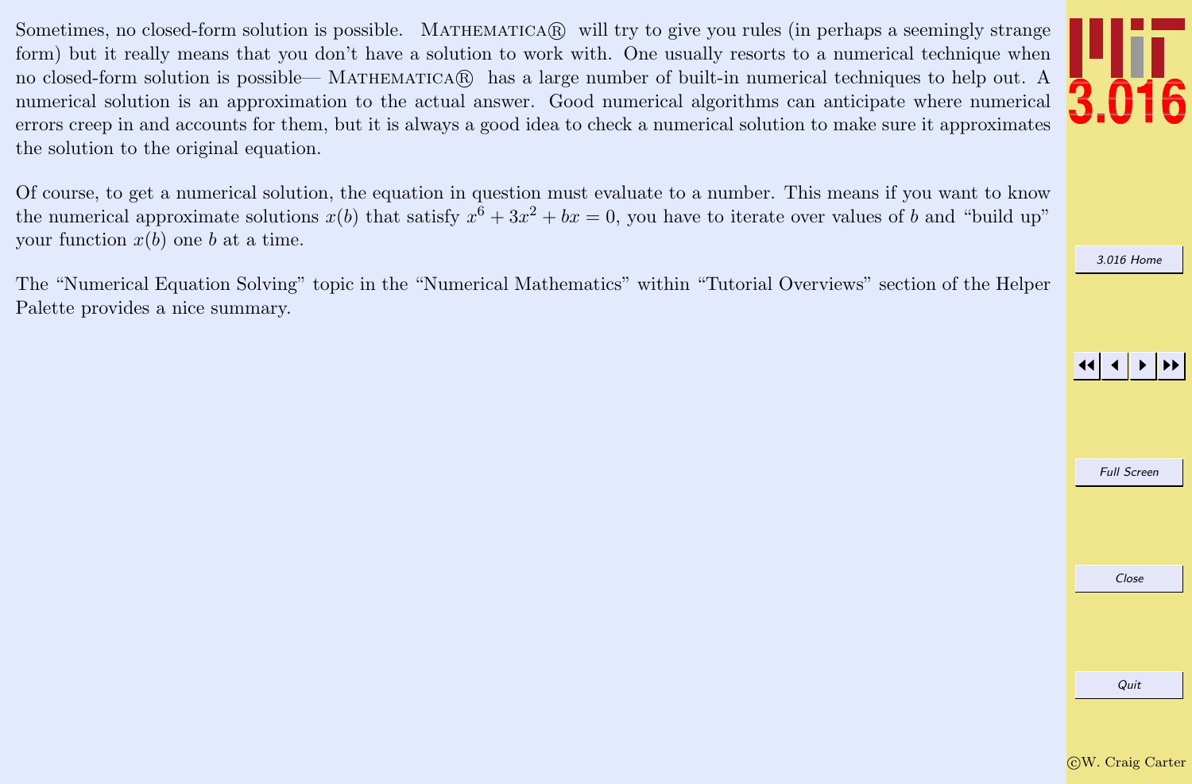Sometimes, no closed-form solution is possible. MATHEMATICA® will try to give you rules (in perhaps a seemingly strange form) but it really means that you don't have a solution to work with. One usually resorts to a numerical technique when no closed-form solution is possible— MATHEMATICA® has a large number of built-in numerical techniques to help out. A numerical solution is an approximation to the actual answer. Good numerical algorithms can anticipate where numerical errors creep in and accounts for them, but it is always a good idea to check a numerical solution to make sure it approximates the solution to the original equation.

Of course, to get a numerical solution, the equation in question must evaluate to a number. This means if you want to know the numerical approximate solutions $x(b)$ that satisfy $x^6 + 3x^2 + bx = 0$, you have to iterate over values of $b$ and "build up" your function $x(b)$ one $b$ at a time.

The "Numerical Equation Solving" topic in the "Numerical Mathematics" within "Tutorial Overviews" section of the Helper Palette provides a nice summary.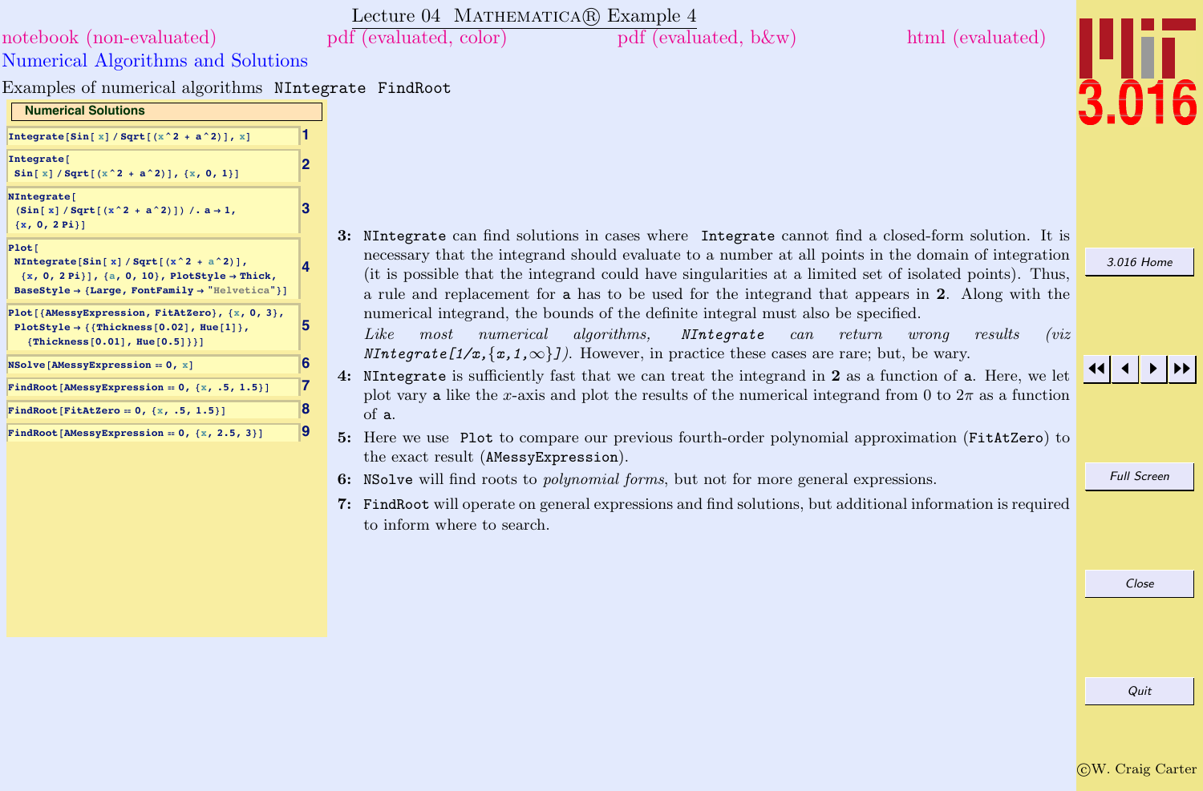# Lecture 04 Mathematica® Example 4

notebook (non-evaluated) pdf (evaluated, color) pdf (evaluated, b&w) html (evaluated)

## Numerical Algorithms and Solutions

Examples of numerical algorithms `NIntegrate` `FindRoot`

**Numerical Solutions**

```
1  Integrate[Sin[x]/Sqrt[(x^2 + a^2)], x]
```

```
2  Integrate[
    Sin[x]/Sqrt[(x^2 + a^2)], {x, 0, 1}]
```

```
3  NIntegrate[
    (Sin[x]/Sqrt[(x^2 + a^2)]) /. a → 1,
    {x, 0, 2 Pi}]
```

```
4  Plot[
    NIntegrate[Sin[x]/Sqrt[(x^2 + a^2)],
     {x, 0, 2 Pi}], {a, 0, 10}, PlotStyle → Thick,
    BaseStyle → {Large, FontFamily → "Helvetica"}]
```

```
5  Plot[{AMessyExpression, FitAtZero}, {x, 0, 3},
    PlotStyle → {{Thickness[0.02], Hue[1]},
      {Thickness[0.01], Hue[0.5]}}]
```

```
6  NSolve[AMessyExpression == 0, x]
```

```
7  FindRoot[AMessyExpression == 0, {x, .5, 1.5}]
```

```
8  FindRoot[FitAtZero == 0, {x, .5, 1.5}]
```

```
9  FindRoot[AMessyExpression == 0, {x, 2.5, 3}]
```

**3:** `NIntegrate` can find solutions in cases where `Integrate` cannot find a closed-form solution. It is necessary that the integrand should evaluate to a number at all points in the domain of integration (it is possible that the integrand could have singularities at a limited set of isolated points). Thus, a rule and replacement for `a` has to be used for the integrand that appears in **2**. Along with the numerical integrand, the bounds of the definite integral must also be specified.
*Like most numerical algorithms, `NIntegrate` can return wrong results (viz `NIntegrate[1/x,{x,1,∞}]`).* However, in practice these cases are rare; but, be wary.

**4:** `NIntegrate` is sufficiently fast that we can treat the integrand in **2** as a function of `a`. Here, we let plot vary `a` like the $x$-axis and plot the results of the numerical integrand from 0 to $2\pi$ as a function of `a`.

**5:** Here we use `Plot` to compare our previous fourth-order polynomial approximation (`FitAtZero`) to the exact result (`AMessyExpression`).

**6:** `NSolve` will find roots to *polynomial forms*, but not for more general expressions.

**7:** `FindRoot` will operate on general expressions and find solutions, but additional information is required to inform where to search.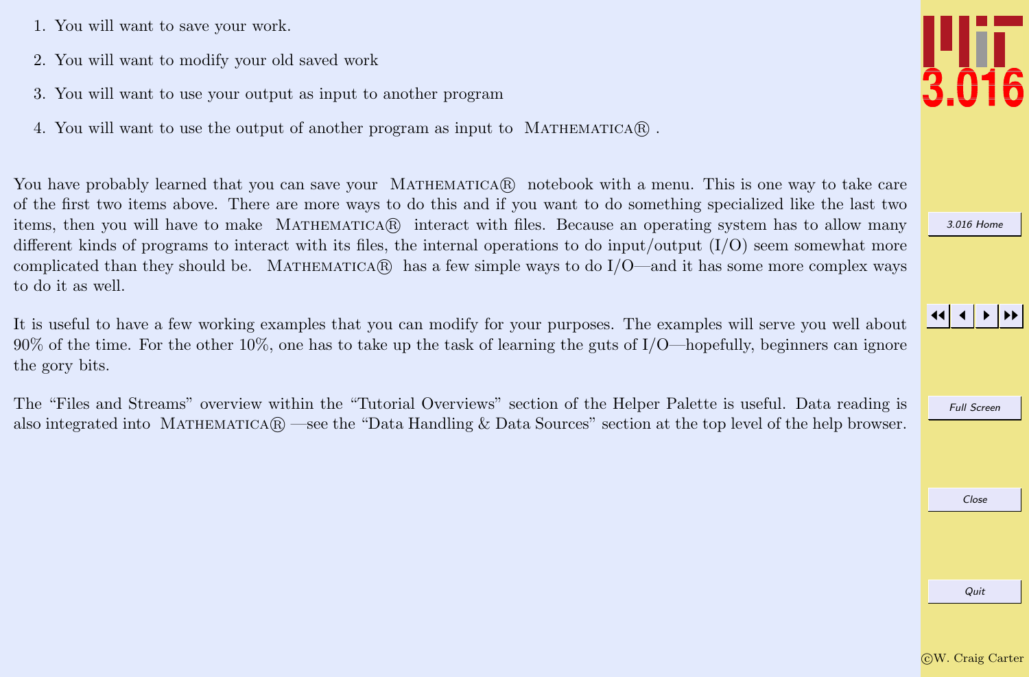1. You will want to save your work.
2. You will want to modify your old saved work
3. You will want to use your output as input to another program
4. You will want to use the output of another program as input to MATHEMATICA® .

You have probably learned that you can save your MATHEMATICA® notebook with a menu. This is one way to take care of the first two items above. There are more ways to do this and if you want to do something specialized like the last two items, then you will have to make MATHEMATICA® interact with files. Because an operating system has to allow many different kinds of programs to interact with its files, the internal operations to do input/output (I/O) seem somewhat more complicated than they should be. MATHEMATICA® has a few simple ways to do I/O—and it has some more complex ways to do it as well.

It is useful to have a few working examples that you can modify for your purposes. The examples will serve you well about 90% of the time. For the other 10%, one has to take up the task of learning the guts of I/O—hopefully, beginners can ignore the gory bits.

The "Files and Streams" overview within the "Tutorial Overviews" section of the Helper Palette is useful. Data reading is also integrated into MATHEMATICA® —see the "Data Handling & Data Sources" section at the top level of the help browser.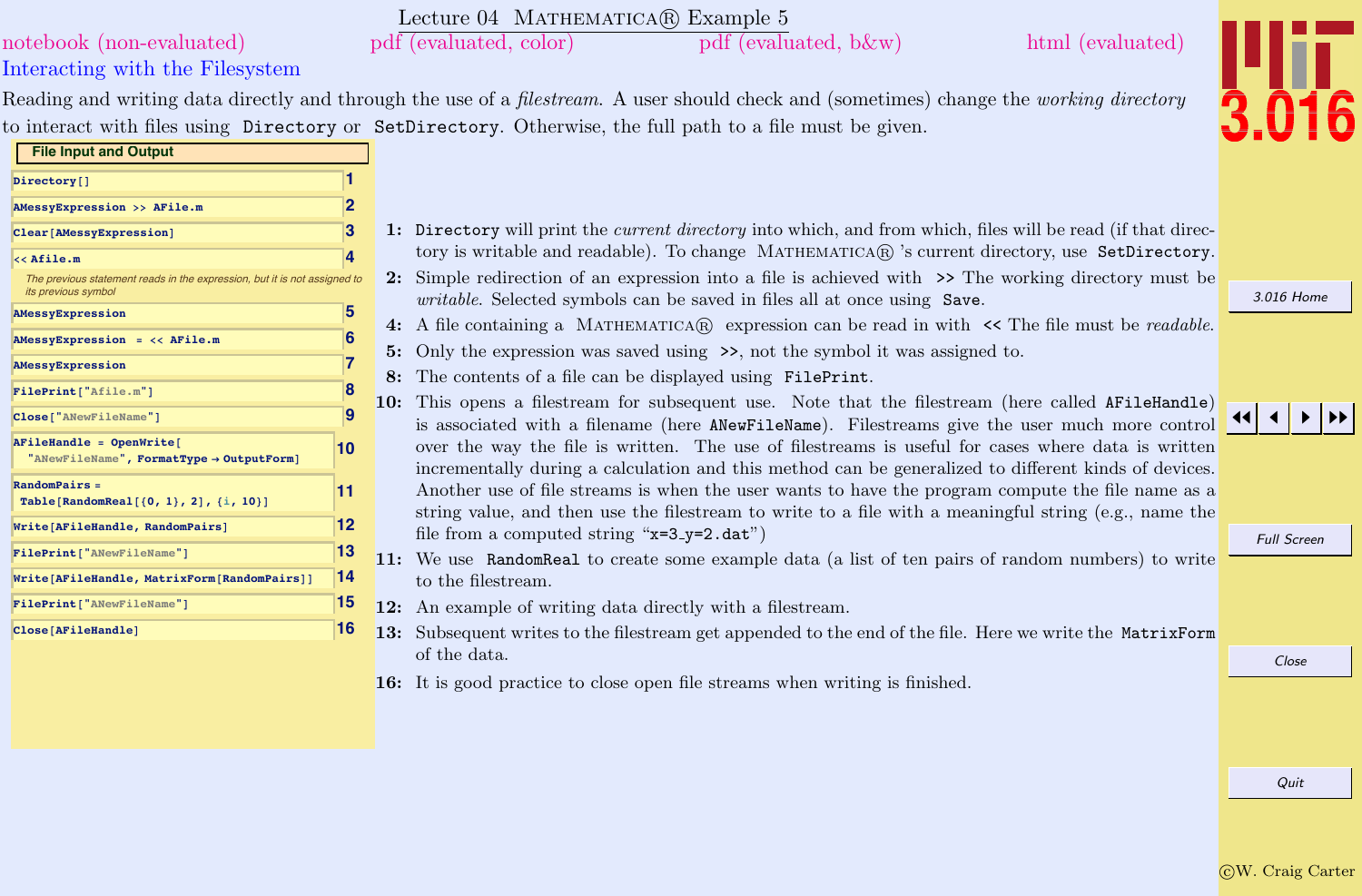# Lecture 04 Mathematica® Example 5

notebook (non-evaluated) pdf (evaluated, color) pdf (evaluated, b&w) html (evaluated)

## Interacting with the Filesystem

Reading and writing data directly and through the use of a *filestream*. A user should check and (sometimes) change the *working directory* to interact with files using `Directory` or `SetDirectory`. Otherwise, the full path to a file must be given.

### File Input and Output

```
1   Directory[]
2   AMessyExpression >> AFile.m
3   Clear[AMessyExpression]
4   << Afile.m
```

*The previous statement reads in the expression, but it is not assigned to its previous symbol*

```
5   AMessyExpression
6   AMessyExpression = << AFile.m
7   AMessyExpression
8   FilePrint["Afile.m"]
9   Close["ANewFileName"]
10  AFileHandle = OpenWrite[
      "ANewFileName", FormatType → OutputForm]
11  RandomPairs =
     Table[RandomReal[{0, 1}, 2], {i, 10}]
12  Write[AFileHandle, RandomPairs]
13  FilePrint["ANewFileName"]
14  Write[AFileHandle, MatrixForm[RandomPairs]]
15  FilePrint["ANewFileName"]
16  Close[AFileHandle]
```

**1:** `Directory` will print the *current directory* into which, and from which, files will be read (if that directory is writable and readable). To change Mathematica® 's current directory, use `SetDirectory`.

**2:** Simple redirection of an expression into a file is achieved with `>>` The working directory must be *writable*. Selected symbols can be saved in files all at once using `Save`.

**4:** A file containing a Mathematica® expression can be read in with `<<` The file must be *readable*.

**5:** Only the expression was saved using `>>`, not the symbol it was assigned to.

**8:** The contents of a file can be displayed using `FilePrint`.

**10:** This opens a filestream for subsequent use. Note that the filestream (here called `AFileHandle`) is associated with a filename (here `ANewFileName`). Filestreams give the user much more control over the way the file is written. The use of filestreams is useful for cases where data is written incrementally during a calculation and this method can be generalized to different kinds of devices. Another use of file streams is when the user wants to have the program compute the file name as a string value, and then use the filestream to write to a file with a meaningful string (e.g., name the file from a computed string "`x=3_y=2.dat`")

**11:** We use `RandomReal` to create some example data (a list of ten pairs of random numbers) to write to the filestream.

**12:** An example of writing data directly with a filestream.

**13:** Subsequent writes to the filestream get appended to the end of the file. Here we write the `MatrixForm` of the data.

**16:** It is good practice to close open file streams when writing is finished.

3.016 Home

Full Screen

Close

Quit

©W. Craig Carter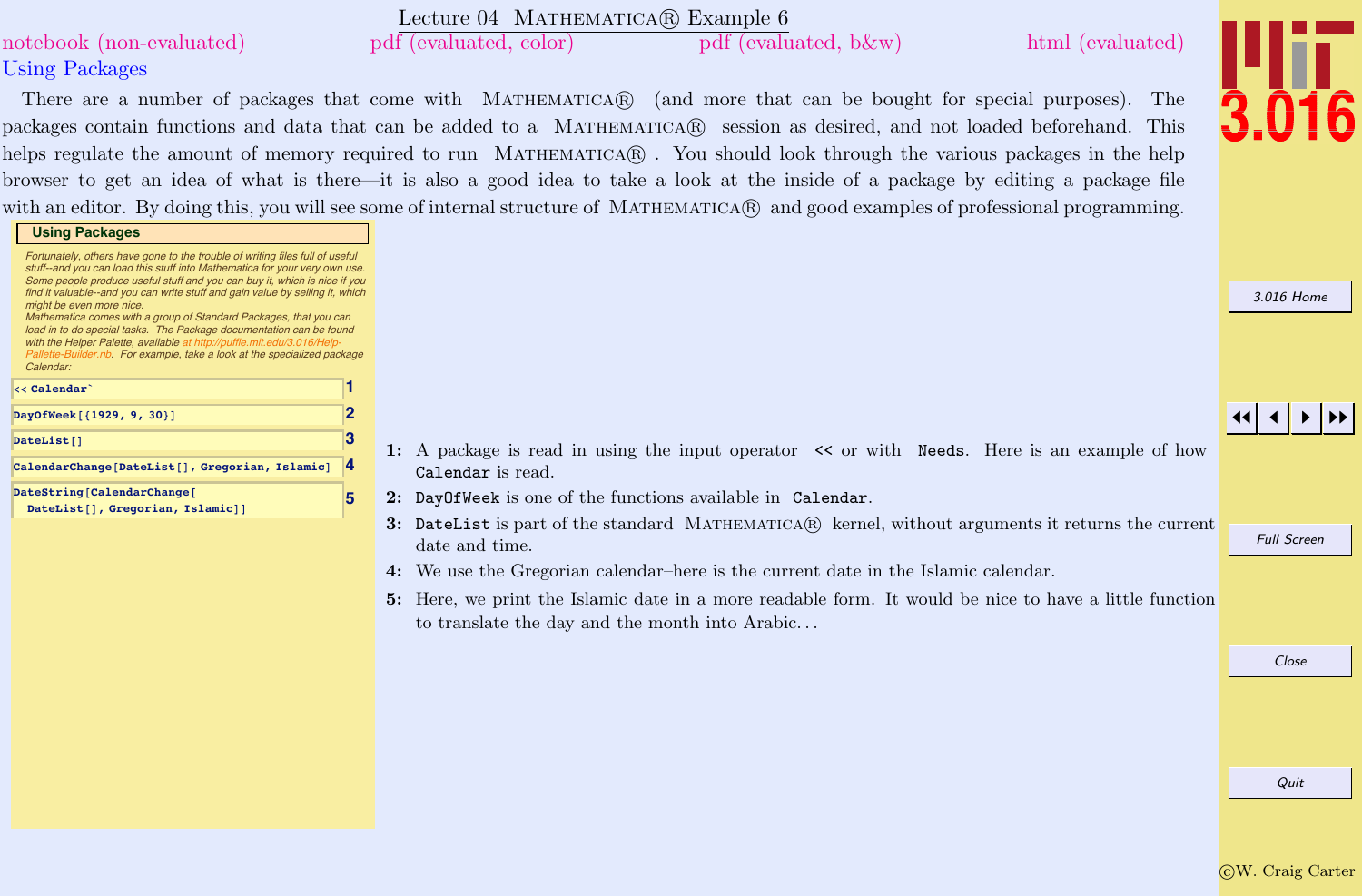# Lecture 04 MATHEMATICA® Example 6

notebook (non-evaluated) pdf (evaluated, color) pdf (evaluated, b&w) html (evaluated)

## Using Packages

There are a number of packages that come with MATHEMATICA® (and more that can be bought for special purposes). The packages contain functions and data that can be added to a MATHEMATICA® session as desired, and not loaded beforehand. This helps regulate the amount of memory required to run MATHEMATICA® . You should look through the various packages in the help browser to get an idea of what is there—it is also a good idea to take a look at the inside of a package by editing a package file with an editor. By doing this, you will see some of internal structure of MATHEMATICA® and good examples of professional programming.

### Using Packages

*Fortunately, others have gone to the trouble of writing files full of useful stuff--and you can load this stuff into Mathematica for your very own use. Some people produce useful stuff and you can buy it, which is nice if you find it valuable--and you can write stuff and gain value by selling it, which might be even more nice.*
*Mathematica comes with a group of Standard Packages, that you can load in to do special tasks. The Package documentation can be found with the Helper Palette, available at http://puffle.mit.edu/3.016/Help-Pallette-Builder.nb. For example, take a look at the specialized package Calendar:*

```
<< Calendar`                                              (1)
DayOfWeek[{1929, 9, 30}]                                  (2)
DateList[]                                                (3)
CalendarChange[DateList[], Gregorian, Islamic]            (4)
DateString[CalendarChange[
  DateList[], Gregorian, Islamic]]                        (5)
```

**1:** A package is read in using the input operator `<<` or with `Needs`. Here is an example of how `Calendar` is read.

**2:** `DayOfWeek` is one of the functions available in `Calendar`.

**3:** `DateList` is part of the standard MATHEMATICA® kernel, without arguments it returns the current date and time.

**4:** We use the Gregorian calendar–here is the current date in the Islamic calendar.

**5:** Here, we print the Islamic date in a more readable form. It would be nice to have a little function to translate the day and the month into Arabic…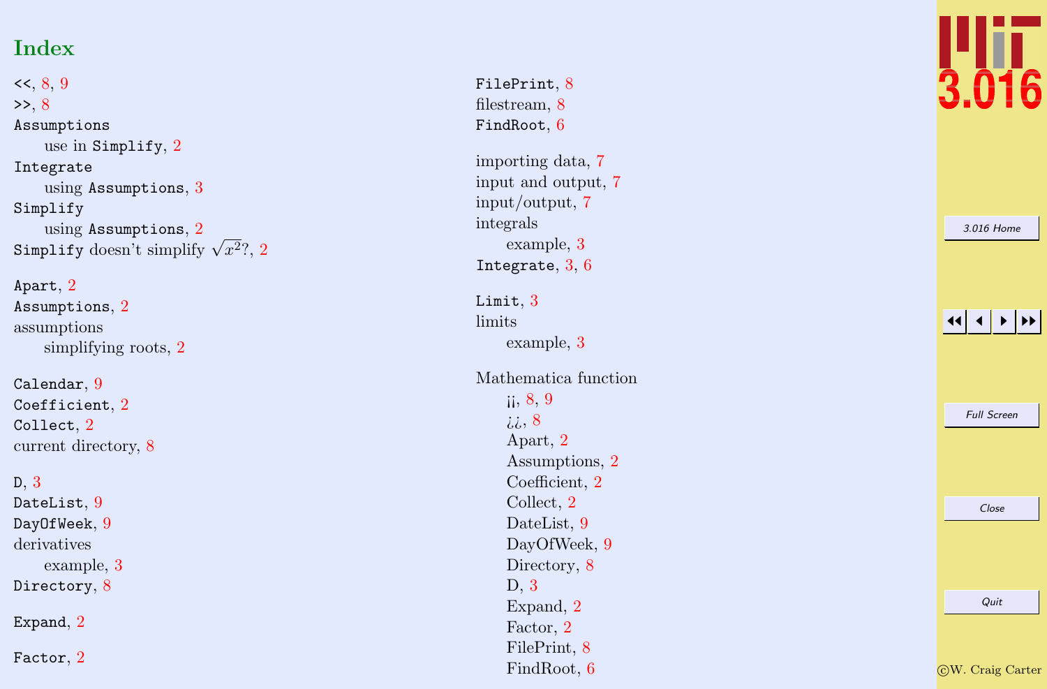# Index

`<<`, 8, 9
`>>`, 8
`Assumptions`
  use in `Simplify`, 2
`Integrate`
  using `Assumptions`, 3
`Simplify`
  using `Assumptions`, 2
`Simplify` doesn't simplify $\sqrt{x^2}$?, 2

`Apart`, 2
`Assumptions`, 2
assumptions
  simplifying roots, 2

`Calendar`, 9
`Coefficient`, 2
`Collect`, 2
current directory, 8

`D`, 3
`DateList`, 9
`DayOfWeek`, 9
derivatives
  example, 3
`Directory`, 8

`Expand`, 2

`Factor`, 2

`FilePrint`, 8
filestream, 8
`FindRoot`, 6

importing data, 7
input and output, 7
input/output, 7
integrals
  example, 3
`Integrate`, 3, 6

`Limit`, 3
limits
  example, 3

Mathematica function
  ¡¡, 8, 9
  ¿¿, 8
  Apart, 2
  Assumptions, 2
  Coefficient, 2
  Collect, 2
  DateList, 9
  DayOfWeek, 9
  Directory, 8
  D, 3
  Expand, 2
  Factor, 2
  FilePrint, 8
  FindRoot, 6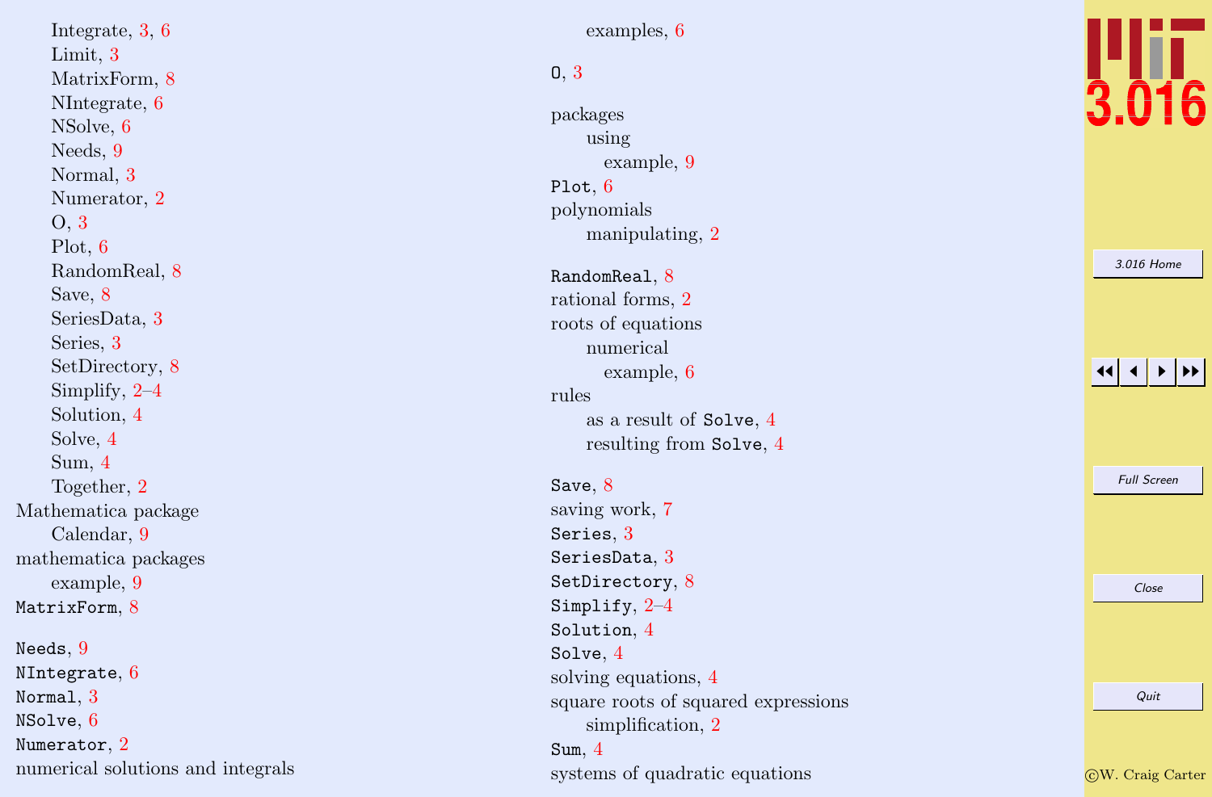Integrate, 3, 6
Limit, 3
MatrixForm, 8
NIntegrate, 6
NSolve, 6
Needs, 9
Normal, 3
Numerator, 2
O, 3
Plot, 6
RandomReal, 8
Save, 8
SeriesData, 3
Series, 3
SetDirectory, 8
Simplify, 2–4
Solution, 4
Solve, 4
Sum, 4
Together, 2

Mathematica package
- Calendar, 9

mathematica packages
- example, 9

`MatrixForm`, 8

`Needs`, 9
`NIntegrate`, 6
`Normal`, 3
`NSolve`, 6
`Numerator`, 2

numerical solutions and integrals
- examples, 6

`O`, 3

packages
- using
  - example, 9

`Plot`, 6

polynomials
- manipulating, 2

`RandomReal`, 8

rational forms, 2

roots of equations
- numerical
  - example, 6

rules
- as a result of `Solve`, 4
- resulting from `Solve`, 4

`Save`, 8

saving work, 7

`Series`, 3
`SeriesData`, 3
`SetDirectory`, 8
`Simplify`, 2–4
`Solution`, 4
`Solve`, 4

solving equations, 4

square roots of squared expressions
- simplification, 2

`Sum`, 4

systems of quadratic equations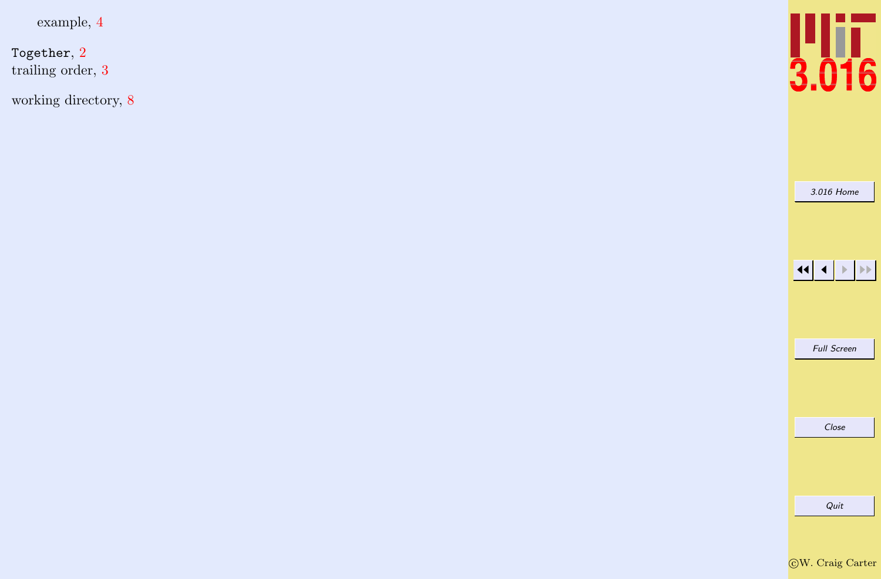example, 4

`Together`, 2

trailing order, 3

working directory, 8